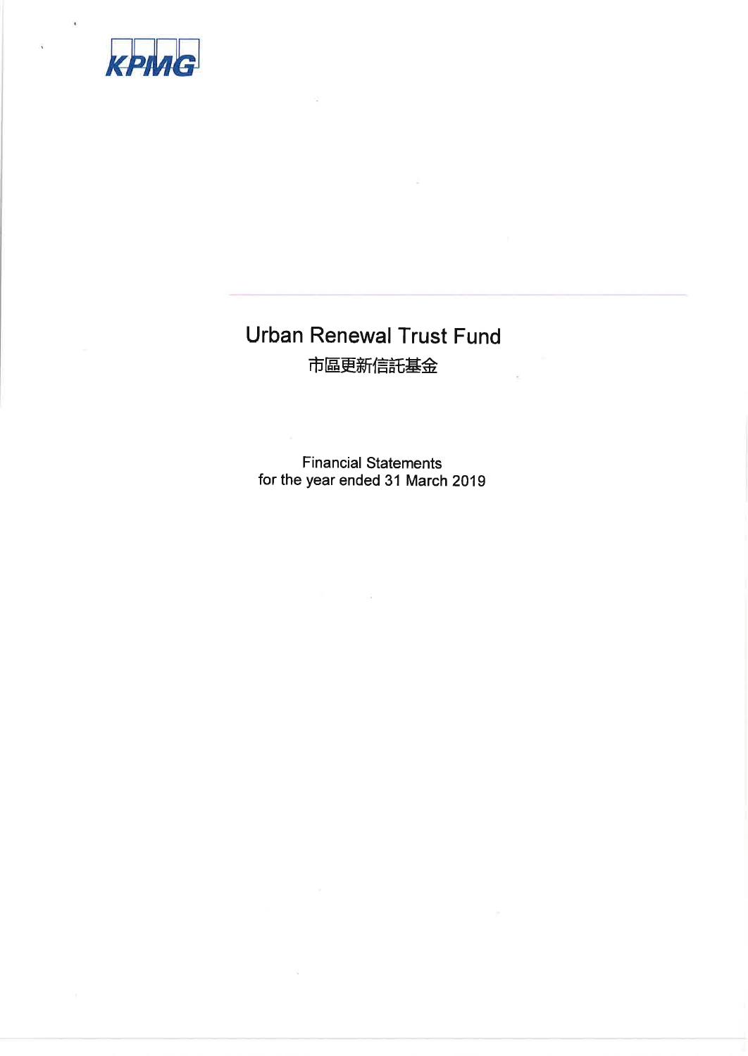KPMG

# Urban Renewal Trust Fund

## 市區更新信託基金

Financial Statements
for the year ended 31 March 2019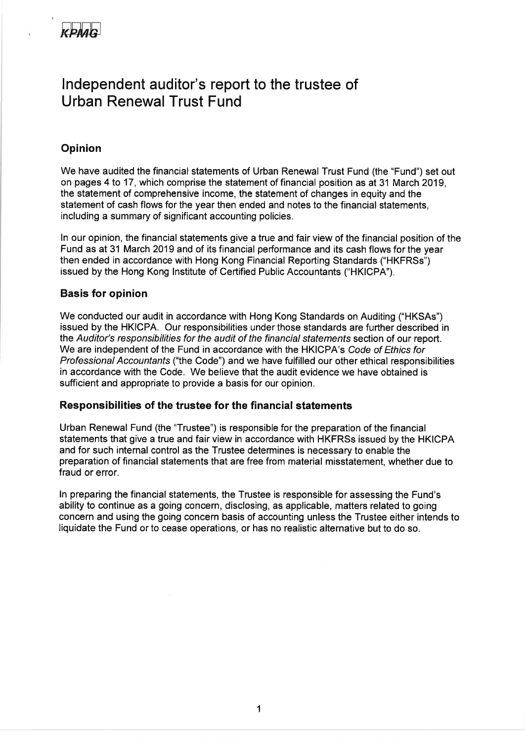KPMG

# Independent auditor's report to the trustee of Urban Renewal Trust Fund

## Opinion

We have audited the financial statements of Urban Renewal Trust Fund (the "Fund") set out on pages 4 to 17, which comprise the statement of financial position as at 31 March 2019, the statement of comprehensive income, the statement of changes in equity and the statement of cash flows for the year then ended and notes to the financial statements, including a summary of significant accounting policies.

In our opinion, the financial statements give a true and fair view of the financial position of the Fund as at 31 March 2019 and of its financial performance and its cash flows for the year then ended in accordance with Hong Kong Financial Reporting Standards ("HKFRSs") issued by the Hong Kong Institute of Certified Public Accountants ("HKICPA").

## Basis for opinion

We conducted our audit in accordance with Hong Kong Standards on Auditing ("HKSAs") issued by the HKICPA. Our responsibilities under those standards are further described in the *Auditor's responsibilities for the audit of the financial statements* section of our report. We are independent of the Fund in accordance with the HKICPA's *Code of Ethics for Professional Accountants* ("the Code") and we have fulfilled our other ethical responsibilities in accordance with the Code. We believe that the audit evidence we have obtained is sufficient and appropriate to provide a basis for our opinion.

## Responsibilities of the trustee for the financial statements

Urban Renewal Fund (the "Trustee") is responsible for the preparation of the financial statements that give a true and fair view in accordance with HKFRSs issued by the HKICPA and for such internal control as the Trustee determines is necessary to enable the preparation of financial statements that are free from material misstatement, whether due to fraud or error.

In preparing the financial statements, the Trustee is responsible for assessing the Fund's ability to continue as a going concern, disclosing, as applicable, matters related to going concern and using the going concern basis of accounting unless the Trustee either intends to liquidate the Fund or to cease operations, or has no realistic alternative but to do so.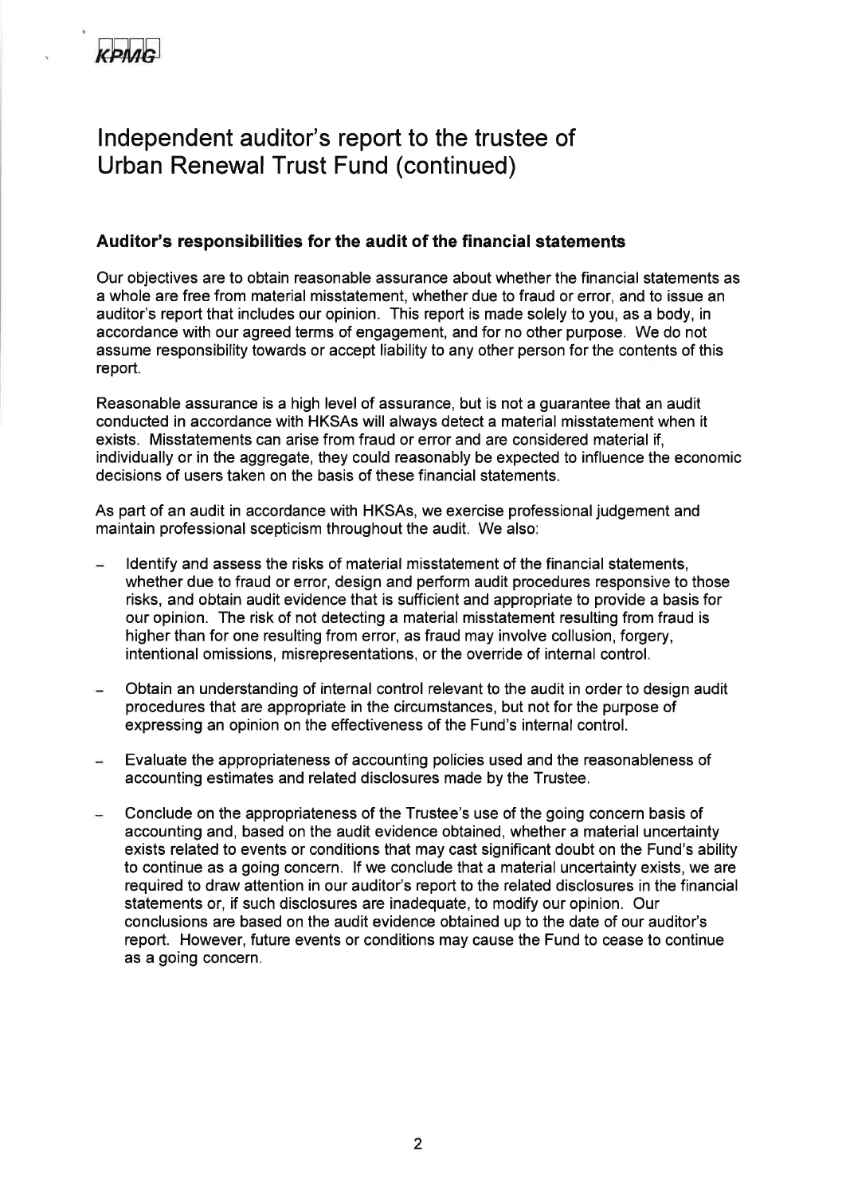# Independent auditor's report to the trustee of Urban Renewal Trust Fund (continued)

### Auditor's responsibilities for the audit of the financial statements

Our objectives are to obtain reasonable assurance about whether the financial statements as a whole are free from material misstatement, whether due to fraud or error, and to issue an auditor's report that includes our opinion. This report is made solely to you, as a body, in accordance with our agreed terms of engagement, and for no other purpose. We do not assume responsibility towards or accept liability to any other person for the contents of this report.

Reasonable assurance is a high level of assurance, but is not a guarantee that an audit conducted in accordance with HKSAs will always detect a material misstatement when it exists. Misstatements can arise from fraud or error and are considered material if, individually or in the aggregate, they could reasonably be expected to influence the economic decisions of users taken on the basis of these financial statements.

As part of an audit in accordance with HKSAs, we exercise professional judgement and maintain professional scepticism throughout the audit. We also:

- Identify and assess the risks of material misstatement of the financial statements, whether due to fraud or error, design and perform audit procedures responsive to those risks, and obtain audit evidence that is sufficient and appropriate to provide a basis for our opinion. The risk of not detecting a material misstatement resulting from fraud is higher than for one resulting from error, as fraud may involve collusion, forgery, intentional omissions, misrepresentations, or the override of internal control.
- Obtain an understanding of internal control relevant to the audit in order to design audit procedures that are appropriate in the circumstances, but not for the purpose of expressing an opinion on the effectiveness of the Fund's internal control.
- Evaluate the appropriateness of accounting policies used and the reasonableness of accounting estimates and related disclosures made by the Trustee.
- Conclude on the appropriateness of the Trustee's use of the going concern basis of accounting and, based on the audit evidence obtained, whether a material uncertainty exists related to events or conditions that may cast significant doubt on the Fund's ability to continue as a going concern. If we conclude that a material uncertainty exists, we are required to draw attention in our auditor's report to the related disclosures in the financial statements or, if such disclosures are inadequate, to modify our opinion. Our conclusions are based on the audit evidence obtained up to the date of our auditor's report. However, future events or conditions may cause the Fund to cease to continue as a going concern.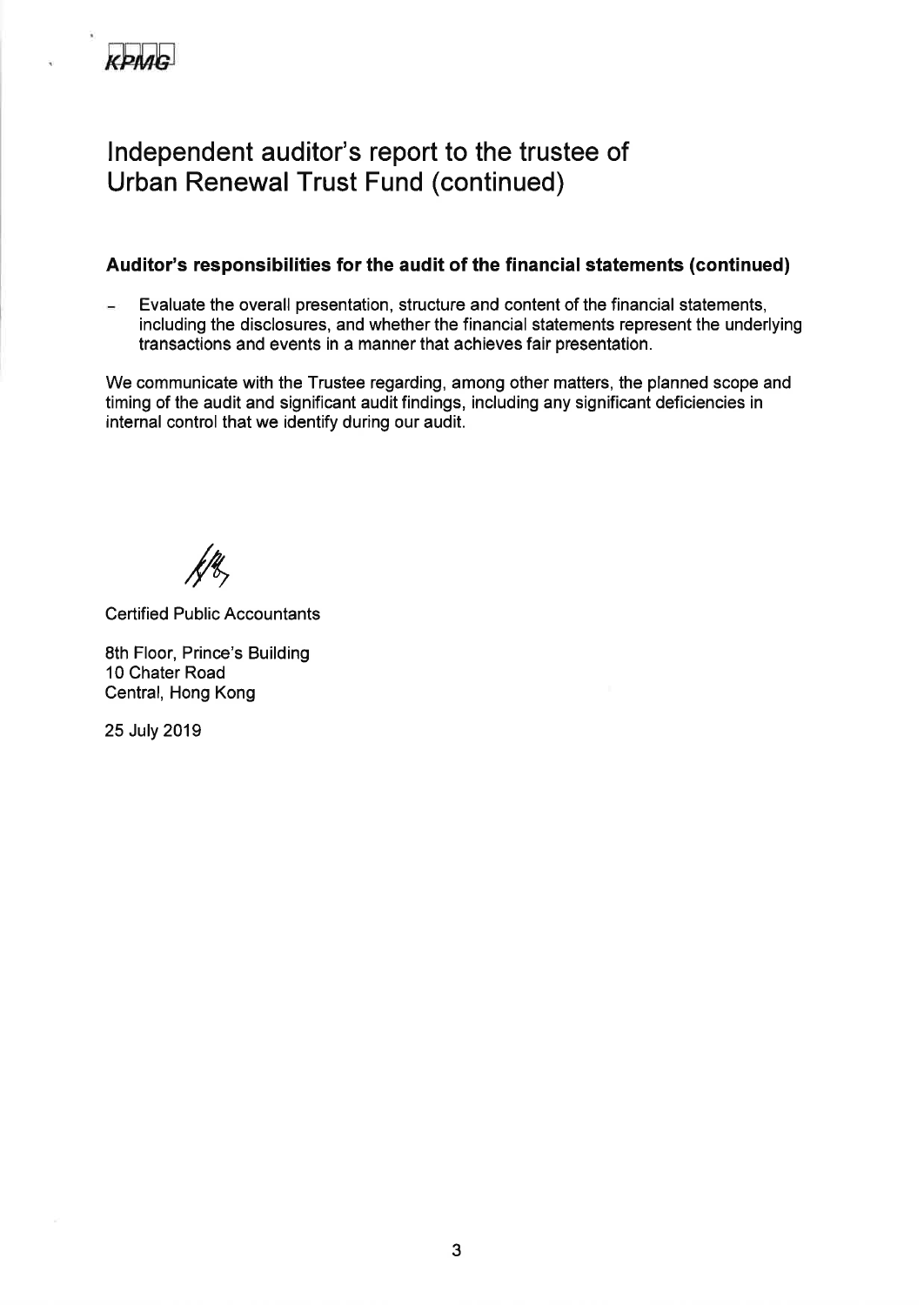# Independent auditor's report to the trustee of Urban Renewal Trust Fund (continued)

### Auditor's responsibilities for the audit of the financial statements (continued)

- Evaluate the overall presentation, structure and content of the financial statements, including the disclosures, and whether the financial statements represent the underlying transactions and events in a manner that achieves fair presentation.

We communicate with the Trustee regarding, among other matters, the planned scope and timing of the audit and significant audit findings, including any significant deficiencies in internal control that we identify during our audit.

Certified Public Accountants

8th Floor, Prince's Building
10 Chater Road
Central, Hong Kong

25 July 2019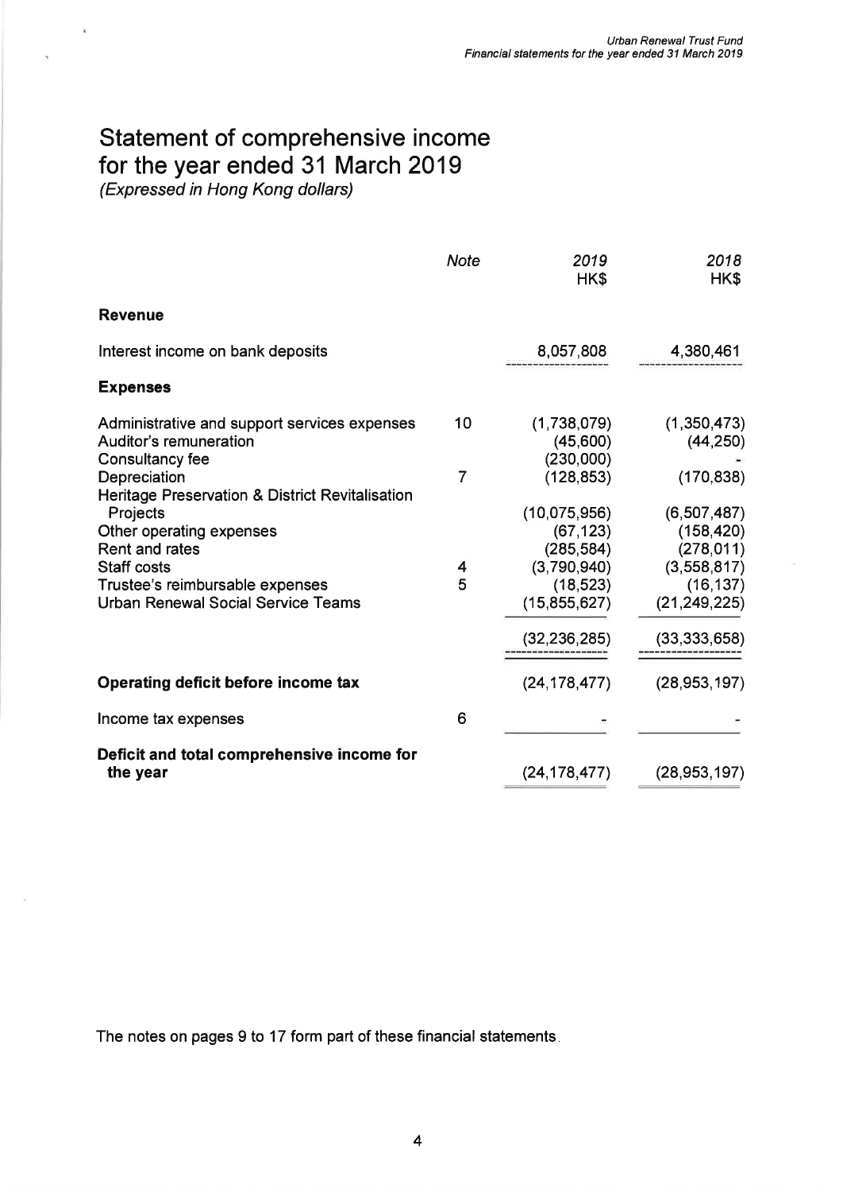# Statement of comprehensive income for the year ended 31 March 2019

*(Expressed in Hong Kong dollars)*

| | *Note* | *2019* HK$ | *2018* HK$ |
|---|---|---|---|
| **Revenue** | | | |
| Interest income on bank deposits | | 8,057,808 | 4,380,461 |
| **Expenses** | | | |
| Administrative and support services expenses | 10 | (1,738,079) | (1,350,473) |
| Auditor's remuneration | | (45,600) | (44,250) |
| Consultancy fee | | (230,000) | - |
| Depreciation | 7 | (128,853) | (170,838) |
| Heritage Preservation & District Revitalisation Projects | | (10,075,956) | (6,507,487) |
| Other operating expenses | | (67,123) | (158,420) |
| Rent and rates | | (285,584) | (278,011) |
| Staff costs | 4 | (3,790,940) | (3,558,817) |
| Trustee's reimbursable expenses | 5 | (18,523) | (16,137) |
| Urban Renewal Social Service Teams | | (15,855,627) | (21,249,225) |
| | | (32,236,285) | (33,333,658) |
| **Operating deficit before income tax** | | (24,178,477) | (28,953,197) |
| Income tax expenses | 6 | - | - |
| **Deficit and total comprehensive income for the year** | | (24,178,477) | (28,953,197) |

The notes on pages 9 to 17 form part of these financial statements.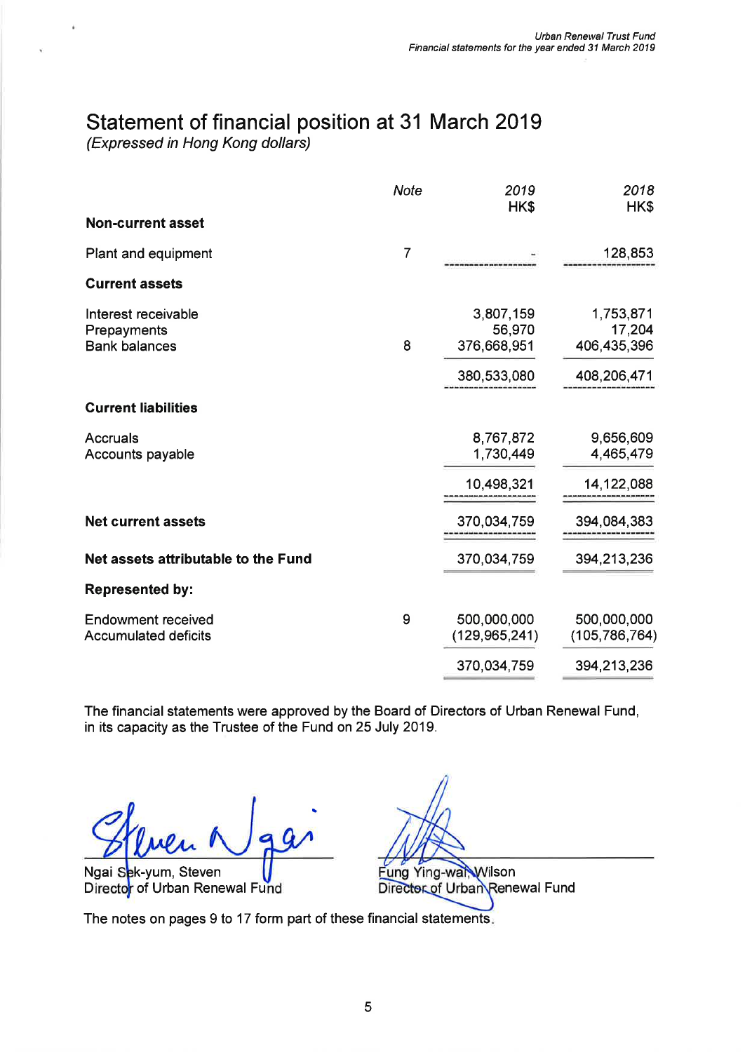# Statement of financial position at 31 March 2019

*(Expressed in Hong Kong dollars)*

| | *Note* | *2019* HK$ | *2018* HK$ |
|---|---|---|---|
| **Non-current asset** | | | |
| Plant and equipment | 7 | - | 128,853 |
| **Current assets** | | | |
| Interest receivable | | 3,807,159 | 1,753,871 |
| Prepayments | | 56,970 | 17,204 |
| Bank balances | 8 | 376,668,951 | 406,435,396 |
| | | 380,533,080 | 408,206,471 |
| **Current liabilities** | | | |
| Accruals | | 8,767,872 | 9,656,609 |
| Accounts payable | | 1,730,449 | 4,465,479 |
| | | 10,498,321 | 14,122,088 |
| **Net current assets** | | 370,034,759 | 394,084,383 |
| **Net assets attributable to the Fund** | | 370,034,759 | 394,213,236 |
| **Represented by:** | | | |
| Endowment received | 9 | 500,000,000 | 500,000,000 |
| Accumulated deficits | | (129,965,241) | (105,786,764) |
| | | 370,034,759 | 394,213,236 |

The financial statements were approved by the Board of Directors of Urban Renewal Fund, in its capacity as the Trustee of the Fund on 25 July 2019.

Ngai Sek-yum, Steven
Director of Urban Renewal Fund

Fung Ying-wai, Wilson
Director of Urban Renewal Fund

The notes on pages 9 to 17 form part of these financial statements.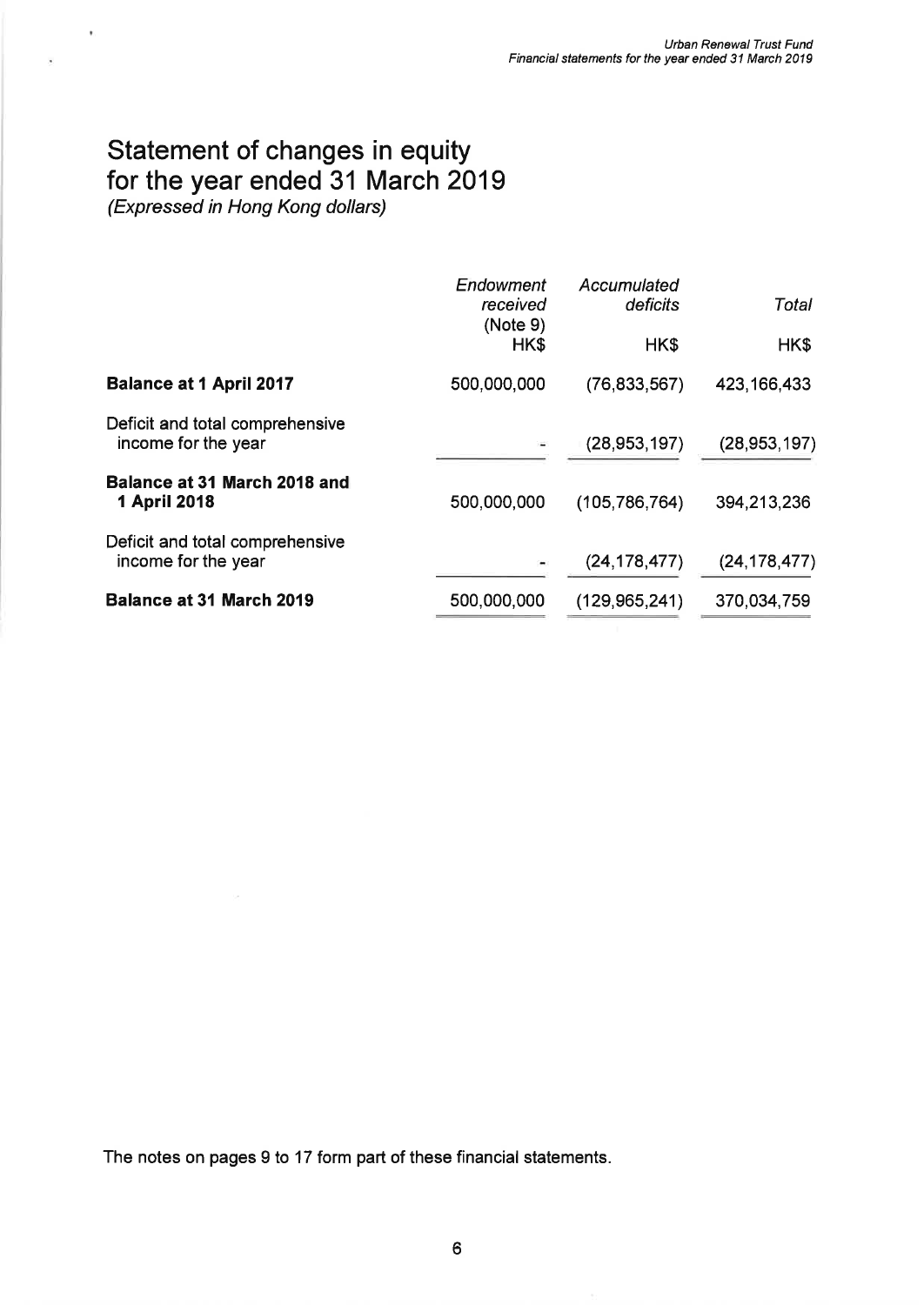# Statement of changes in equity for the year ended 31 March 2019

*(Expressed in Hong Kong dollars)*

| | *Endowment received* (Note 9) | *Accumulated deficits* | *Total* |
|---|---|---|---|
| | HK$ | HK$ | HK$ |
| **Balance at 1 April 2017** | 500,000,000 | (76,833,567) | 423,166,433 |
| Deficit and total comprehensive income for the year | - | (28,953,197) | (28,953,197) |
| **Balance at 31 March 2018 and 1 April 2018** | 500,000,000 | (105,786,764) | 394,213,236 |
| Deficit and total comprehensive income for the year | - | (24,178,477) | (24,178,477) |
| **Balance at 31 March 2019** | 500,000,000 | (129,965,241) | 370,034,759 |

The notes on pages 9 to 17 form part of these financial statements.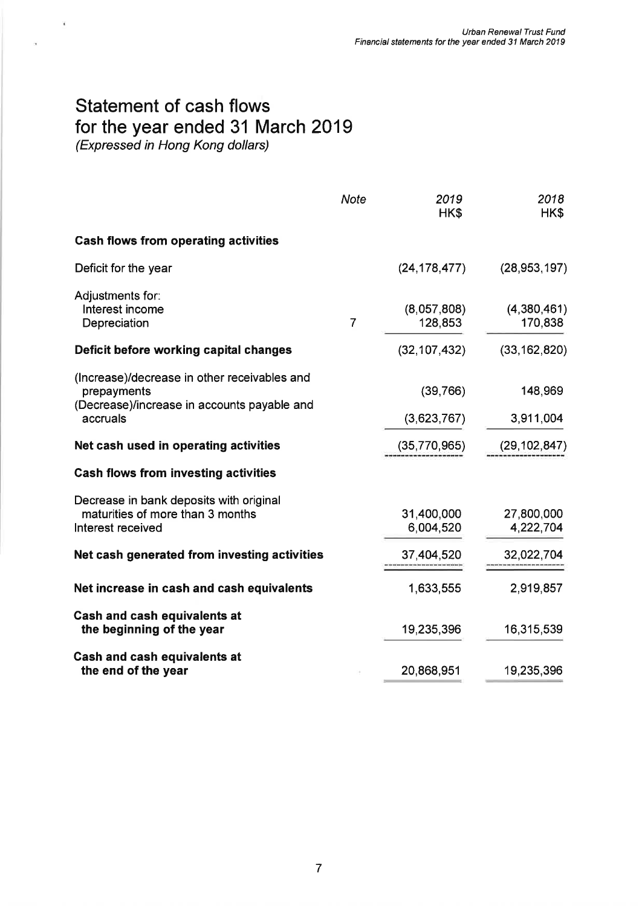# Statement of cash flows for the year ended 31 March 2019

*(Expressed in Hong Kong dollars)*

| | *Note* | *2019* HK$ | *2018* HK$ |
|---|---|---|---|
| **Cash flows from operating activities** | | | |
| Deficit for the year | | (24,178,477) | (28,953,197) |
| Adjustments for: | | | |
| Interest income | | (8,057,808) | (4,380,461) |
| Depreciation | 7 | 128,853 | 170,838 |
| **Deficit before working capital changes** | | (32,107,432) | (33,162,820) |
| (Increase)/decrease in other receivables and prepayments | | (39,766) | 148,969 |
| (Decrease)/increase in accounts payable and accruals | | (3,623,767) | 3,911,004 |
| **Net cash used in operating activities** | | (35,770,965) | (29,102,847) |
| **Cash flows from investing activities** | | | |
| Decrease in bank deposits with original maturities of more than 3 months | | 31,400,000 | 27,800,000 |
| Interest received | | 6,004,520 | 4,222,704 |
| **Net cash generated from investing activities** | | 37,404,520 | 32,022,704 |
| **Net increase in cash and cash equivalents** | | 1,633,555 | 2,919,857 |
| **Cash and cash equivalents at the beginning of the year** | | 19,235,396 | 16,315,539 |
| **Cash and cash equivalents at the end of the year** | | 20,868,951 | 19,235,396 |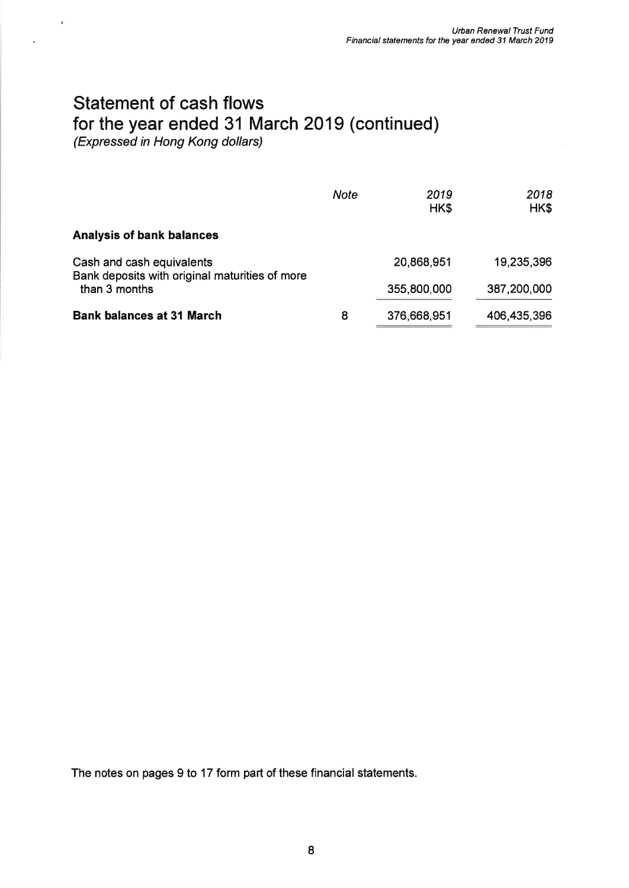# Statement of cash flows for the year ended 31 March 2019 (continued)

*(Expressed in Hong Kong dollars)*

| | *Note* | *2019* HK$ | *2018* HK$ |
|---|---|---|---|
| **Analysis of bank balances** | | | |
| Cash and cash equivalents | | 20,868,951 | 19,235,396 |
| Bank deposits with original maturities of more than 3 months | | 355,800,000 | 387,200,000 |
| **Bank balances at 31 March** | 8 | 376,668,951 | 406,435,396 |

The notes on pages 9 to 17 form part of these financial statements.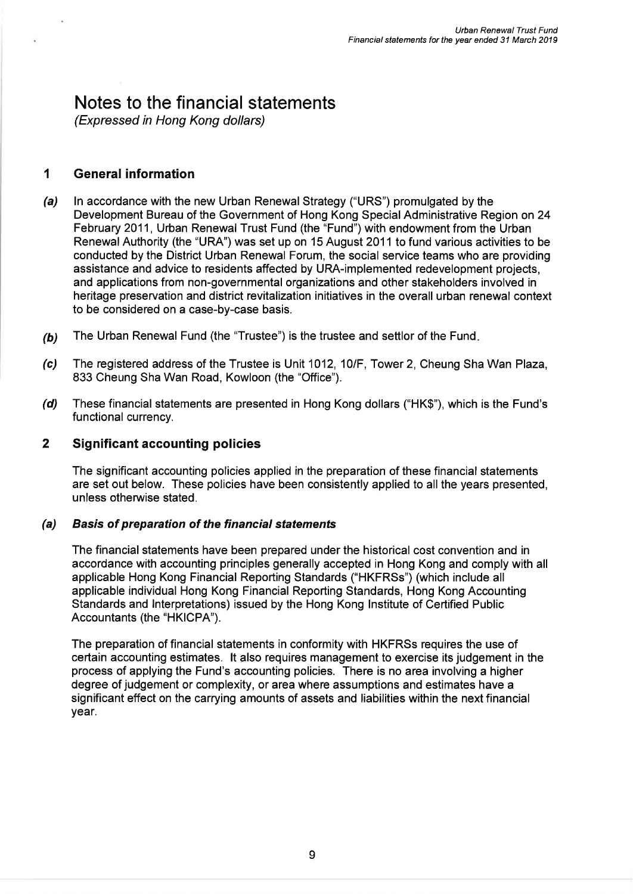# Notes to the financial statements

*(Expressed in Hong Kong dollars)*

## 1 General information

***(a)*** In accordance with the new Urban Renewal Strategy ("URS") promulgated by the Development Bureau of the Government of Hong Kong Special Administrative Region on 24 February 2011, Urban Renewal Trust Fund (the "Fund") with endowment from the Urban Renewal Authority (the "URA") was set up on 15 August 2011 to fund various activities to be conducted by the District Urban Renewal Forum, the social service teams who are providing assistance and advice to residents affected by URA-implemented redevelopment projects, and applications from non-governmental organizations and other stakeholders involved in heritage preservation and district revitalization initiatives in the overall urban renewal context to be considered on a case-by-case basis.

***(b)*** The Urban Renewal Fund (the "Trustee") is the trustee and settlor of the Fund.

***(c)*** The registered address of the Trustee is Unit 1012, 10/F, Tower 2, Cheung Sha Wan Plaza, 833 Cheung Sha Wan Road, Kowloon (the "Office").

***(d)*** These financial statements are presented in Hong Kong dollars ("HK$"), which is the Fund's functional currency.

## 2 Significant accounting policies

The significant accounting policies applied in the preparation of these financial statements are set out below. These policies have been consistently applied to all the years presented, unless otherwise stated.

### *(a) Basis of preparation of the financial statements*

The financial statements have been prepared under the historical cost convention and in accordance with accounting principles generally accepted in Hong Kong and comply with all applicable Hong Kong Financial Reporting Standards ("HKFRSs") (which include all applicable individual Hong Kong Financial Reporting Standards, Hong Kong Accounting Standards and Interpretations) issued by the Hong Kong Institute of Certified Public Accountants (the "HKICPA").

The preparation of financial statements in conformity with HKFRSs requires the use of certain accounting estimates. It also requires management to exercise its judgement in the process of applying the Fund's accounting policies. There is no area involving a higher degree of judgement or complexity, or area where assumptions and estimates have a significant effect on the carrying amounts of assets and liabilities within the next financial year.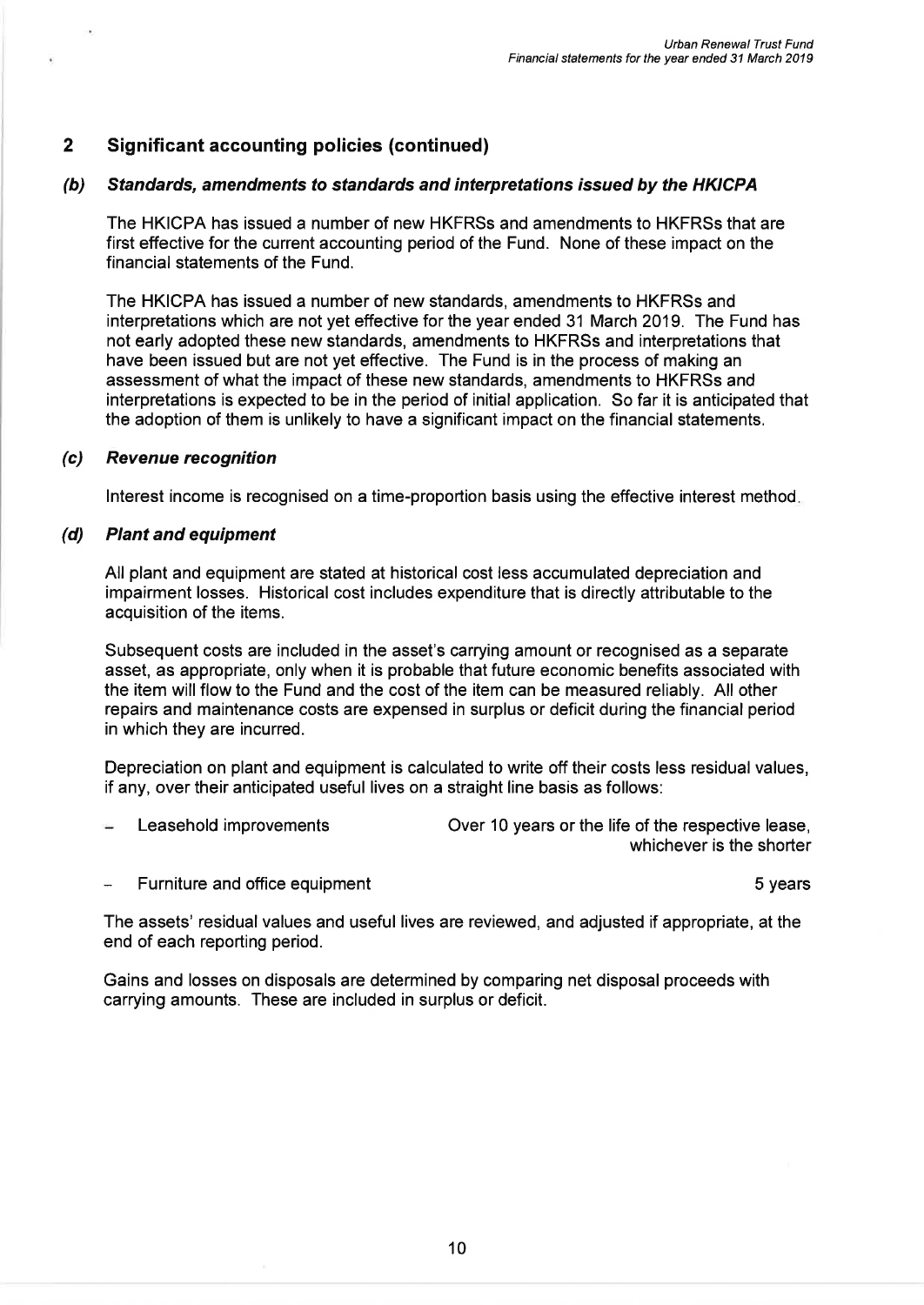## 2 Significant accounting policies (continued)

### *(b) Standards, amendments to standards and interpretations issued by the HKICPA*

The HKICPA has issued a number of new HKFRSs and amendments to HKFRSs that are first effective for the current accounting period of the Fund. None of these impact on the financial statements of the Fund.

The HKICPA has issued a number of new standards, amendments to HKFRSs and interpretations which are not yet effective for the year ended 31 March 2019. The Fund has not early adopted these new standards, amendments to HKFRSs and interpretations that have been issued but are not yet effective. The Fund is in the process of making an assessment of what the impact of these new standards, amendments to HKFRSs and interpretations is expected to be in the period of initial application. So far it is anticipated that the adoption of them is unlikely to have a significant impact on the financial statements.

### *(c) Revenue recognition*

Interest income is recognised on a time-proportion basis using the effective interest method.

### *(d) Plant and equipment*

All plant and equipment are stated at historical cost less accumulated depreciation and impairment losses. Historical cost includes expenditure that is directly attributable to the acquisition of the items.

Subsequent costs are included in the asset's carrying amount or recognised as a separate asset, as appropriate, only when it is probable that future economic benefits associated with the item will flow to the Fund and the cost of the item can be measured reliably. All other repairs and maintenance costs are expensed in surplus or deficit during the financial period in which they are incurred.

Depreciation on plant and equipment is calculated to write off their costs less residual values, if any, over their anticipated useful lives on a straight line basis as follows:

| | |
|---|---|
| – Leasehold improvements | Over 10 years or the life of the respective lease, whichever is the shorter |
| – Furniture and office equipment | 5 years |

The assets' residual values and useful lives are reviewed, and adjusted if appropriate, at the end of each reporting period.

Gains and losses on disposals are determined by comparing net disposal proceeds with carrying amounts. These are included in surplus or deficit.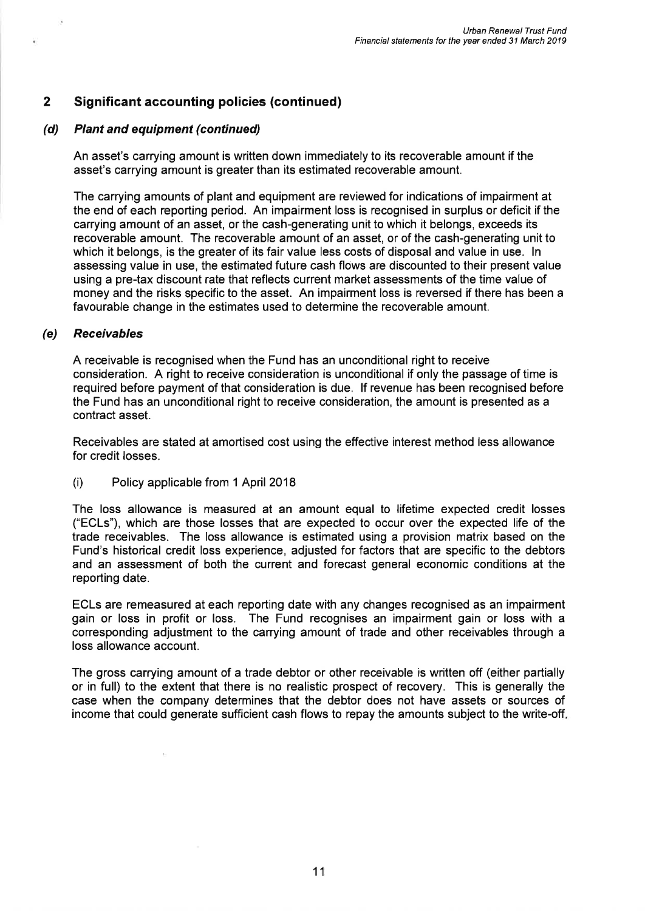## 2 Significant accounting policies (continued)

### *(d) Plant and equipment (continued)*

An asset's carrying amount is written down immediately to its recoverable amount if the asset's carrying amount is greater than its estimated recoverable amount.

The carrying amounts of plant and equipment are reviewed for indications of impairment at the end of each reporting period. An impairment loss is recognised in surplus or deficit if the carrying amount of an asset, or the cash-generating unit to which it belongs, exceeds its recoverable amount. The recoverable amount of an asset, or of the cash-generating unit to which it belongs, is the greater of its fair value less costs of disposal and value in use. In assessing value in use, the estimated future cash flows are discounted to their present value using a pre-tax discount rate that reflects current market assessments of the time value of money and the risks specific to the asset. An impairment loss is reversed if there has been a favourable change in the estimates used to determine the recoverable amount.

### *(e) Receivables*

A receivable is recognised when the Fund has an unconditional right to receive consideration. A right to receive consideration is unconditional if only the passage of time is required before payment of that consideration is due. If revenue has been recognised before the Fund has an unconditional right to receive consideration, the amount is presented as a contract asset.

Receivables are stated at amortised cost using the effective interest method less allowance for credit losses.

(i) Policy applicable from 1 April 2018

The loss allowance is measured at an amount equal to lifetime expected credit losses ("ECLs"), which are those losses that are expected to occur over the expected life of the trade receivables. The loss allowance is estimated using a provision matrix based on the Fund's historical credit loss experience, adjusted for factors that are specific to the debtors and an assessment of both the current and forecast general economic conditions at the reporting date.

ECLs are remeasured at each reporting date with any changes recognised as an impairment gain or loss in profit or loss. The Fund recognises an impairment gain or loss with a corresponding adjustment to the carrying amount of trade and other receivables through a loss allowance account.

The gross carrying amount of a trade debtor or other receivable is written off (either partially or in full) to the extent that there is no realistic prospect of recovery. This is generally the case when the company determines that the debtor does not have assets or sources of income that could generate sufficient cash flows to repay the amounts subject to the write-off.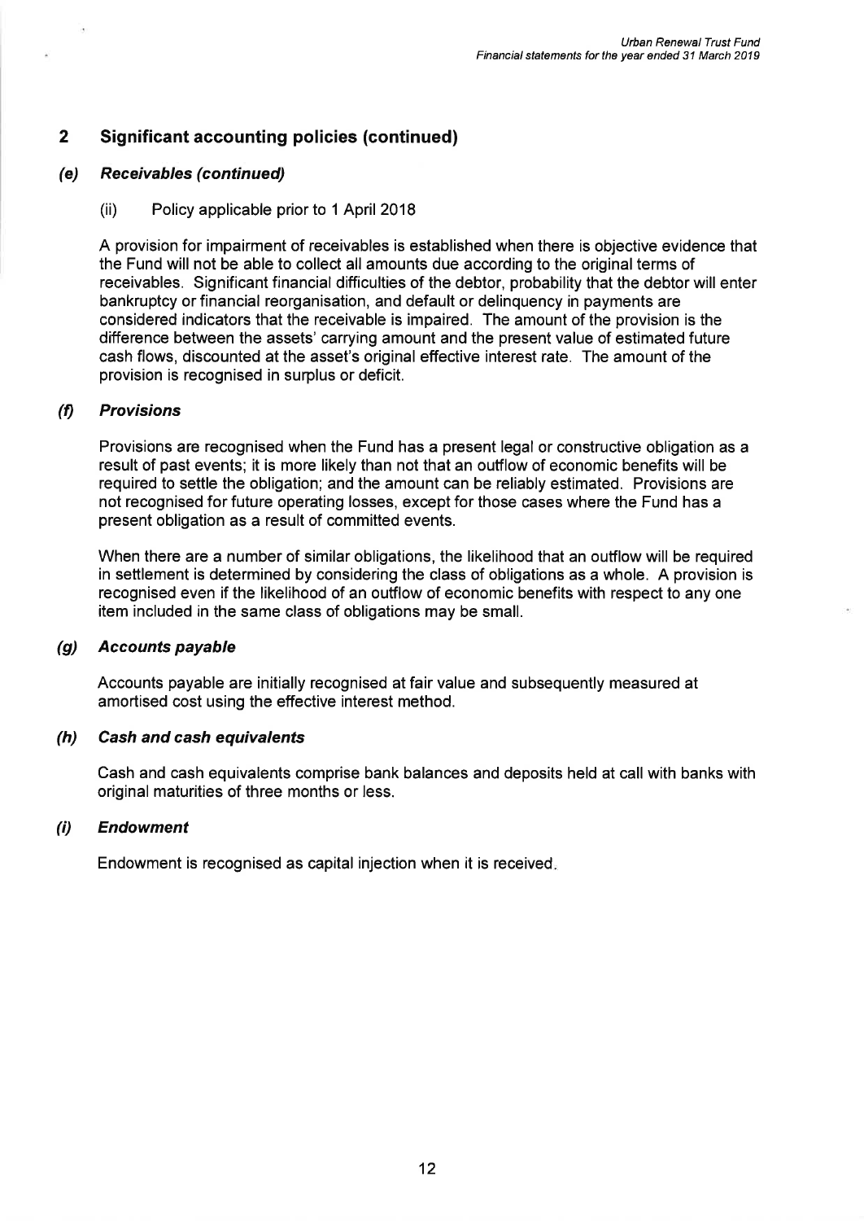## 2 Significant accounting policies (continued)

### *(e) Receivables (continued)*

(ii) Policy applicable prior to 1 April 2018

A provision for impairment of receivables is established when there is objective evidence that the Fund will not be able to collect all amounts due according to the original terms of receivables. Significant financial difficulties of the debtor, probability that the debtor will enter bankruptcy or financial reorganisation, and default or delinquency in payments are considered indicators that the receivable is impaired. The amount of the provision is the difference between the assets' carrying amount and the present value of estimated future cash flows, discounted at the asset's original effective interest rate. The amount of the provision is recognised in surplus or deficit.

### *(f) Provisions*

Provisions are recognised when the Fund has a present legal or constructive obligation as a result of past events; it is more likely than not that an outflow of economic benefits will be required to settle the obligation; and the amount can be reliably estimated. Provisions are not recognised for future operating losses, except for those cases where the Fund has a present obligation as a result of committed events.

When there are a number of similar obligations, the likelihood that an outflow will be required in settlement is determined by considering the class of obligations as a whole. A provision is recognised even if the likelihood of an outflow of economic benefits with respect to any one item included in the same class of obligations may be small.

### *(g) Accounts payable*

Accounts payable are initially recognised at fair value and subsequently measured at amortised cost using the effective interest method.

### *(h) Cash and cash equivalents*

Cash and cash equivalents comprise bank balances and deposits held at call with banks with original maturities of three months or less.

### *(i) Endowment*

Endowment is recognised as capital injection when it is received.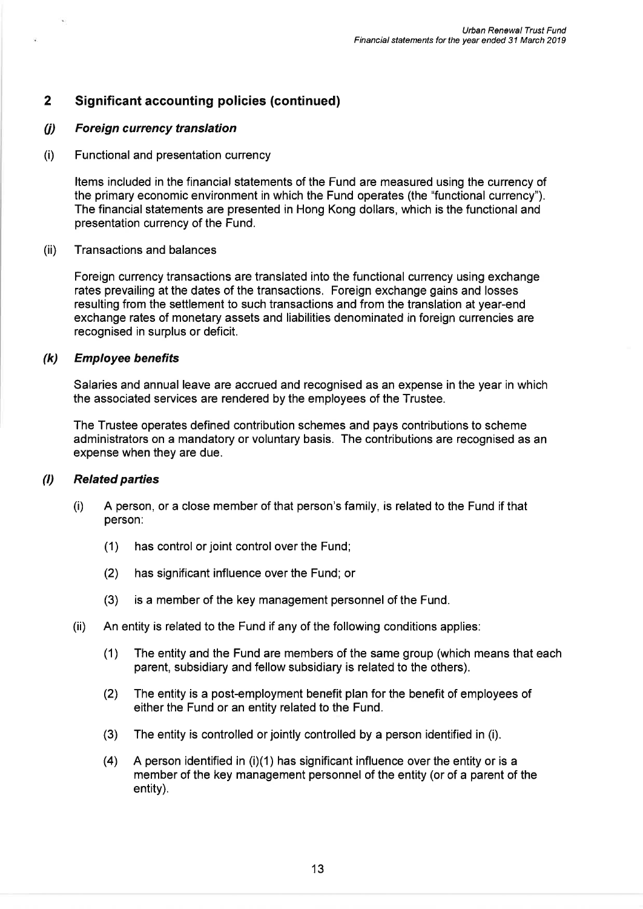## 2 Significant accounting policies (continued)

### *(j) Foreign currency translation*

(i) Functional and presentation currency

Items included in the financial statements of the Fund are measured using the currency of the primary economic environment in which the Fund operates (the "functional currency"). The financial statements are presented in Hong Kong dollars, which is the functional and presentation currency of the Fund.

(ii) Transactions and balances

Foreign currency transactions are translated into the functional currency using exchange rates prevailing at the dates of the transactions. Foreign exchange gains and losses resulting from the settlement to such transactions and from the translation at year-end exchange rates of monetary assets and liabilities denominated in foreign currencies are recognised in surplus or deficit.

### *(k) Employee benefits*

Salaries and annual leave are accrued and recognised as an expense in the year in which the associated services are rendered by the employees of the Trustee.

The Trustee operates defined contribution schemes and pays contributions to scheme administrators on a mandatory or voluntary basis. The contributions are recognised as an expense when they are due.

### *(l) Related parties*

(i) A person, or a close member of that person's family, is related to the Fund if that person:

(1) has control or joint control over the Fund;

(2) has significant influence over the Fund; or

(3) is a member of the key management personnel of the Fund.

(ii) An entity is related to the Fund if any of the following conditions applies:

(1) The entity and the Fund are members of the same group (which means that each parent, subsidiary and fellow subsidiary is related to the others).

(2) The entity is a post-employment benefit plan for the benefit of employees of either the Fund or an entity related to the Fund.

(3) The entity is controlled or jointly controlled by a person identified in (i).

(4) A person identified in (i)(1) has significant influence over the entity or is a member of the key management personnel of the entity (or of a parent of the entity).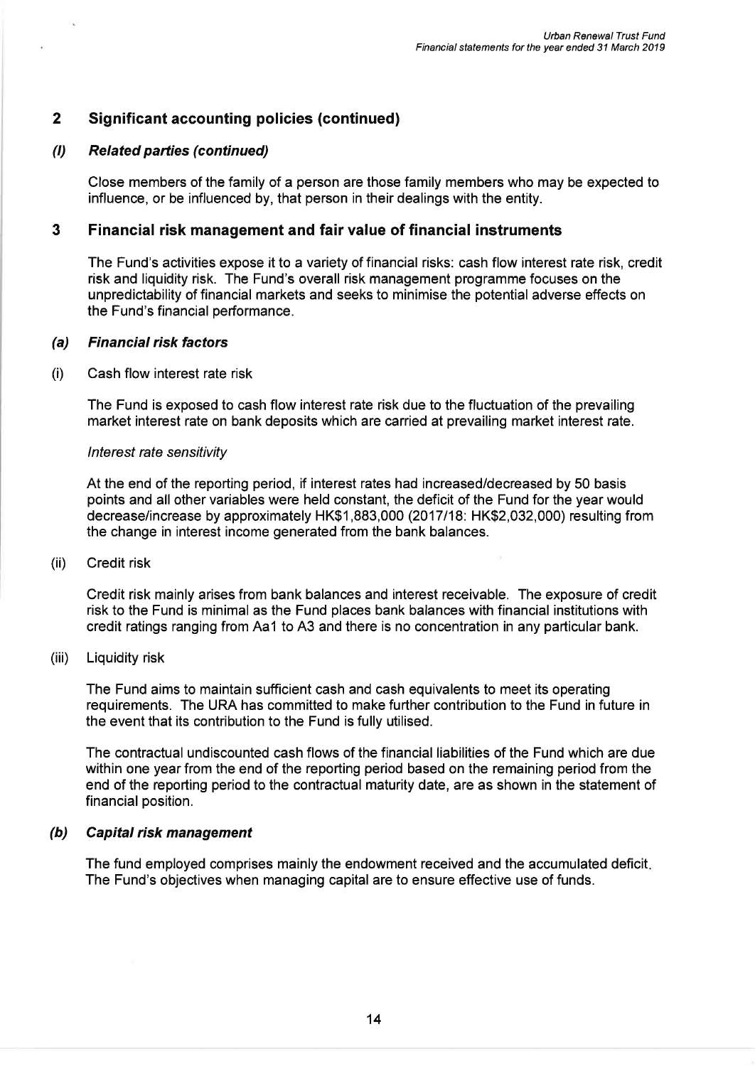## 2 Significant accounting policies (continued)

### *(l) Related parties (continued)*

Close members of the family of a person are those family members who may be expected to influence, or be influenced by, that person in their dealings with the entity.

## 3 Financial risk management and fair value of financial instruments

The Fund's activities expose it to a variety of financial risks: cash flow interest rate risk, credit risk and liquidity risk. The Fund's overall risk management programme focuses on the unpredictability of financial markets and seeks to minimise the potential adverse effects on the Fund's financial performance.

### *(a) Financial risk factors*

(i) Cash flow interest rate risk

The Fund is exposed to cash flow interest rate risk due to the fluctuation of the prevailing market interest rate on bank deposits which are carried at prevailing market interest rate.

*Interest rate sensitivity*

At the end of the reporting period, if interest rates had increased/decreased by 50 basis points and all other variables were held constant, the deficit of the Fund for the year would decrease/increase by approximately HK$1,883,000 (2017/18: HK$2,032,000) resulting from the change in interest income generated from the bank balances.

(ii) Credit risk

Credit risk mainly arises from bank balances and interest receivable. The exposure of credit risk to the Fund is minimal as the Fund places bank balances with financial institutions with credit ratings ranging from Aa1 to A3 and there is no concentration in any particular bank.

(iii) Liquidity risk

The Fund aims to maintain sufficient cash and cash equivalents to meet its operating requirements. The URA has committed to make further contribution to the Fund in future in the event that its contribution to the Fund is fully utilised.

The contractual undiscounted cash flows of the financial liabilities of the Fund which are due within one year from the end of the reporting period based on the remaining period from the end of the reporting period to the contractual maturity date, are as shown in the statement of financial position.

### *(b) Capital risk management*

The fund employed comprises mainly the endowment received and the accumulated deficit. The Fund's objectives when managing capital are to ensure effective use of funds.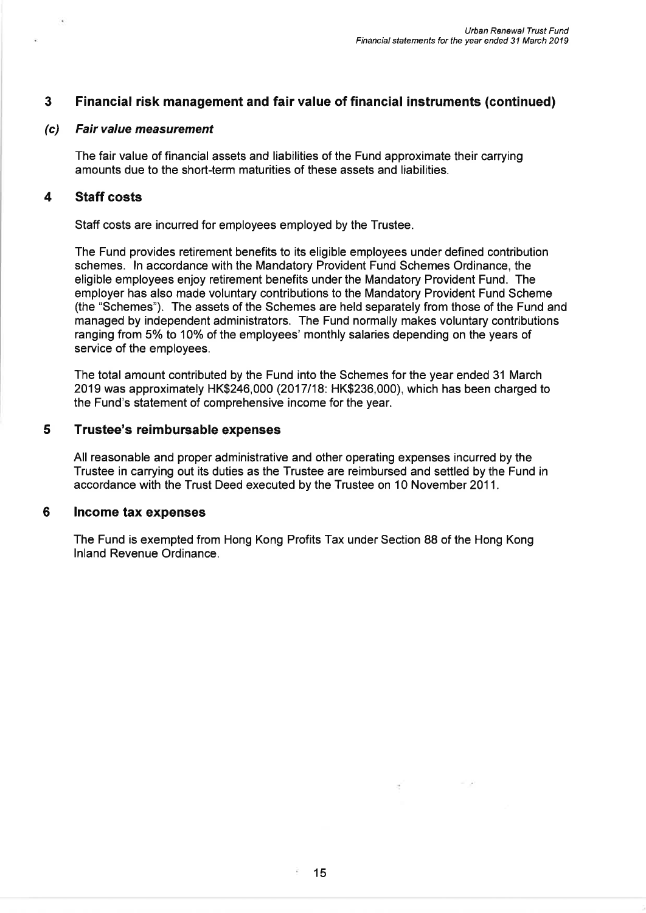## 3 Financial risk management and fair value of financial instruments (continued)

### *(c) Fair value measurement*

The fair value of financial assets and liabilities of the Fund approximate their carrying amounts due to the short-term maturities of these assets and liabilities.

## 4 Staff costs

Staff costs are incurred for employees employed by the Trustee.

The Fund provides retirement benefits to its eligible employees under defined contribution schemes. In accordance with the Mandatory Provident Fund Schemes Ordinance, the eligible employees enjoy retirement benefits under the Mandatory Provident Fund. The employer has also made voluntary contributions to the Mandatory Provident Fund Scheme (the "Schemes"). The assets of the Schemes are held separately from those of the Fund and managed by independent administrators. The Fund normally makes voluntary contributions ranging from 5% to 10% of the employees' monthly salaries depending on the years of service of the employees.

The total amount contributed by the Fund into the Schemes for the year ended 31 March 2019 was approximately HK$246,000 (2017/18: HK$236,000), which has been charged to the Fund's statement of comprehensive income for the year.

## 5 Trustee's reimbursable expenses

All reasonable and proper administrative and other operating expenses incurred by the Trustee in carrying out its duties as the Trustee are reimbursed and settled by the Fund in accordance with the Trust Deed executed by the Trustee on 10 November 2011.

## 6 Income tax expenses

The Fund is exempted from Hong Kong Profits Tax under Section 88 of the Hong Kong Inland Revenue Ordinance.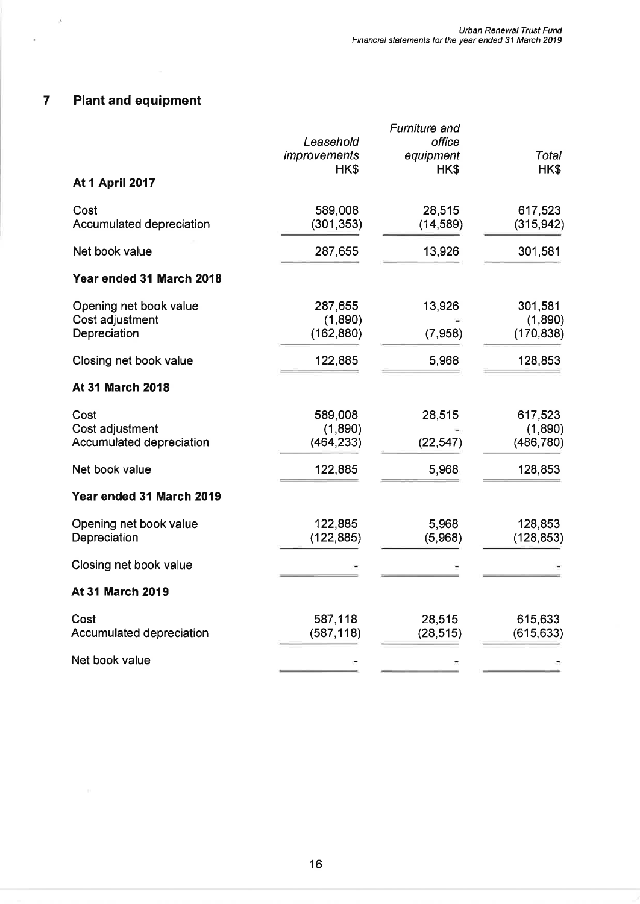## 7 Plant and equipment

| | Leasehold improvements HK$ | Furniture and office equipment HK$ | Total HK$ |
|---|---|---|---|
| **At 1 April 2017** | | | |
| Cost | 589,008 | 28,515 | 617,523 |
| Accumulated depreciation | (301,353) | (14,589) | (315,942) |
| Net book value | 287,655 | 13,926 | 301,581 |
| **Year ended 31 March 2018** | | | |
| Opening net book value | 287,655 | 13,926 | 301,581 |
| Cost adjustment | (1,890) | - | (1,890) |
| Depreciation | (162,880) | (7,958) | (170,838) |
| Closing net book value | 122,885 | 5,968 | 128,853 |
| **At 31 March 2018** | | | |
| Cost | 589,008 | 28,515 | 617,523 |
| Cost adjustment | (1,890) | - | (1,890) |
| Accumulated depreciation | (464,233) | (22,547) | (486,780) |
| Net book value | 122,885 | 5,968 | 128,853 |
| **Year ended 31 March 2019** | | | |
| Opening net book value | 122,885 | 5,968 | 128,853 |
| Depreciation | (122,885) | (5,968) | (128,853) |
| Closing net book value | - | - | - |
| **At 31 March 2019** | | | |
| Cost | 587,118 | 28,515 | 615,633 |
| Accumulated depreciation | (587,118) | (28,515) | (615,633) |
| Net book value | - | - | - |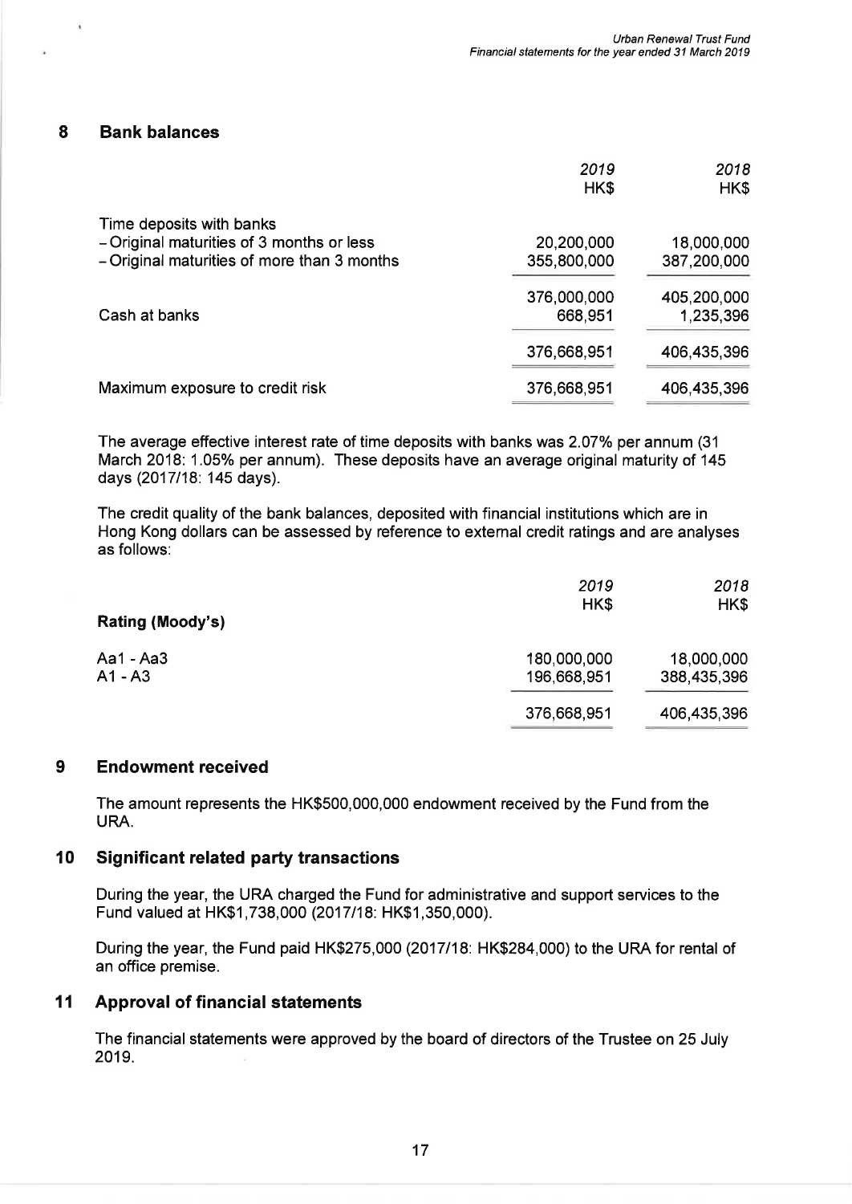## 8 Bank balances

| | 2019 HK$ | 2018 HK$ |
|---|---|---|
| Time deposits with banks | | |
| – Original maturities of 3 months or less | 20,200,000 | 18,000,000 |
| – Original maturities of more than 3 months | 355,800,000 | 387,200,000 |
| | 376,000,000 | 405,200,000 |
| Cash at banks | 668,951 | 1,235,396 |
| | 376,668,951 | 406,435,396 |
| Maximum exposure to credit risk | 376,668,951 | 406,435,396 |

The average effective interest rate of time deposits with banks was 2.07% per annum (31 March 2018: 1.05% per annum). These deposits have an average original maturity of 145 days (2017/18: 145 days).

The credit quality of the bank balances, deposited with financial institutions which are in Hong Kong dollars can be assessed by reference to external credit ratings and are analyses as follows:

| **Rating (Moody's)** | 2019 HK$ | 2018 HK$ |
|---|---|---|
| Aa1 - Aa3 | 180,000,000 | 18,000,000 |
| A1 - A3 | 196,668,951 | 388,435,396 |
| | 376,668,951 | 406,435,396 |

## 9 Endowment received

The amount represents the HK$500,000,000 endowment received by the Fund from the URA.

## 10 Significant related party transactions

During the year, the URA charged the Fund for administrative and support services to the Fund valued at HK$1,738,000 (2017/18: HK$1,350,000).

During the year, the Fund paid HK$275,000 (2017/18: HK$284,000) to the URA for rental of an office premise.

## 11 Approval of financial statements

The financial statements were approved by the board of directors of the Trustee on 25 July 2019.